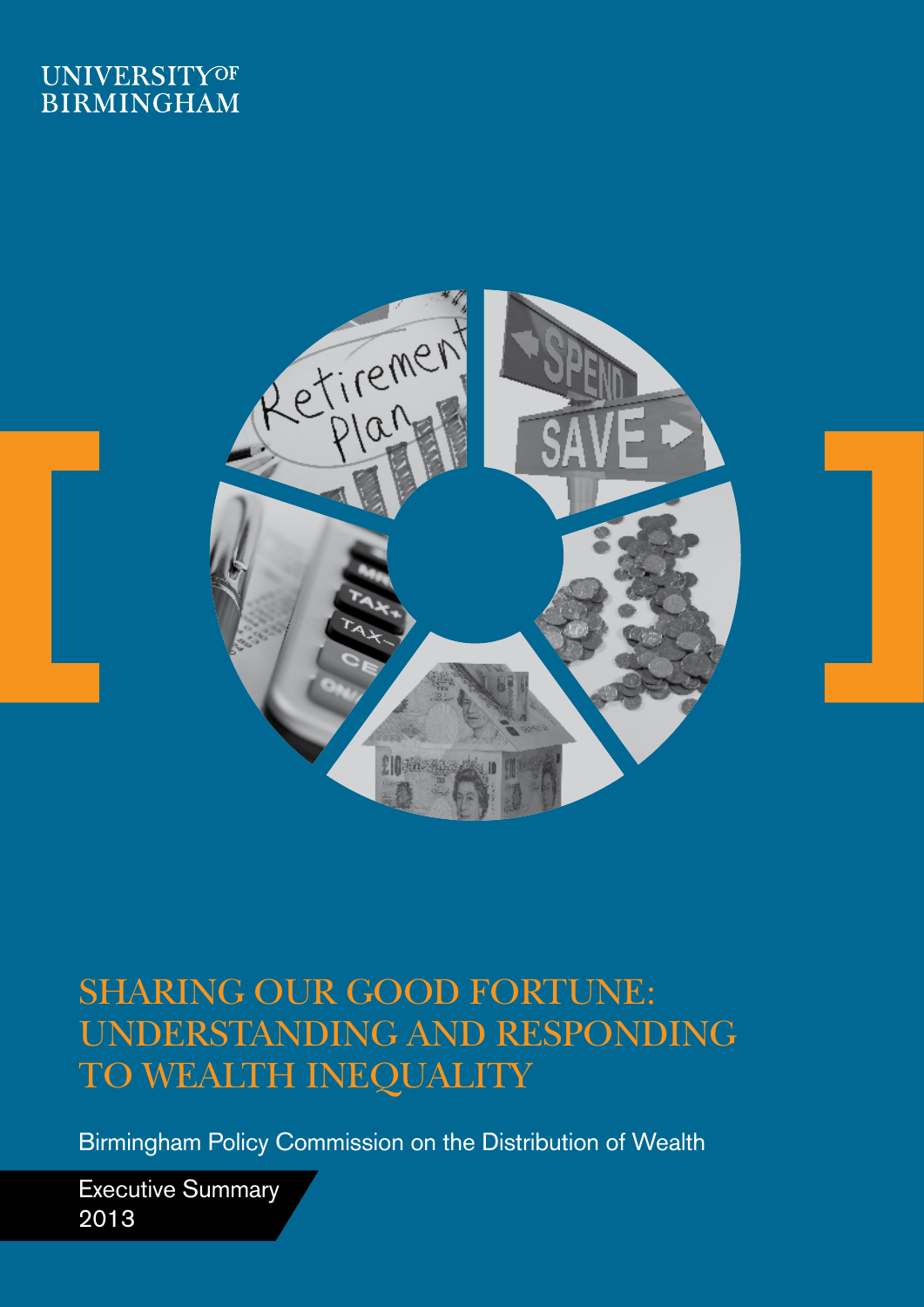UNIVERSITY OF BIRMINGHAM

# SHARING OUR GOOD FORTUNE: UNDERSTANDING AND RESPONDING TO WEALTH INEQUALITY

Birmingham Policy Commission on the Distribution of Wealth

Executive Summary
2013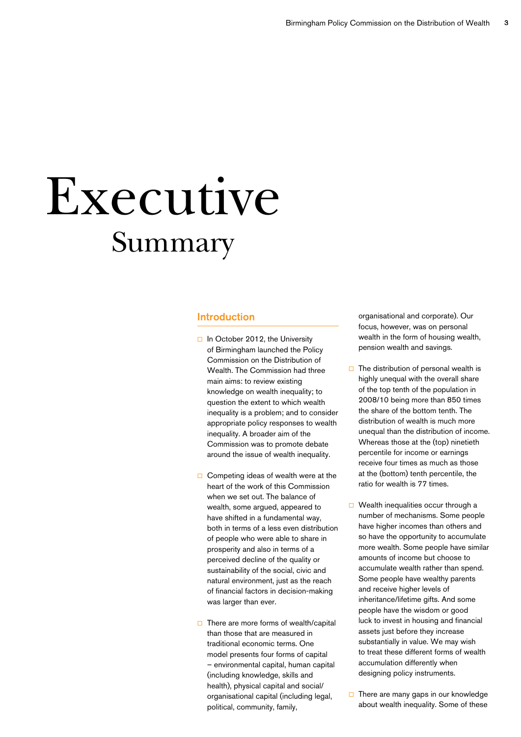# Executive Summary

## Introduction

- In October 2012, the University of Birmingham launched the Policy Commission on the Distribution of Wealth. The Commission had three main aims: to review existing knowledge on wealth inequality; to question the extent to which wealth inequality is a problem; and to consider appropriate policy responses to wealth inequality. A broader aim of the Commission was to promote debate around the issue of wealth inequality.

- Competing ideas of wealth were at the heart of the work of this Commission when we set out. The balance of wealth, some argued, appeared to have shifted in a fundamental way, both in terms of a less even distribution of people who were able to share in prosperity and also in terms of a perceived decline of the quality or sustainability of the social, civic and natural environment, just as the reach of financial factors in decision-making was larger than ever.

- There are more forms of wealth/capital than those that are measured in traditional economic terms. One model presents four forms of capital – environmental capital, human capital (including knowledge, skills and health), physical capital and social/organisational capital (including legal, political, community, family, organisational and corporate). Our focus, however, was on personal wealth in the form of housing wealth, pension wealth and savings.

- The distribution of personal wealth is highly unequal with the overall share of the top tenth of the population in 2008/10 being more than 850 times the share of the bottom tenth. The distribution of wealth is much more unequal than the distribution of income. Whereas those at the (top) ninetieth percentile for income or earnings receive four times as much as those at the (bottom) tenth percentile, the ratio for wealth is 77 times.

- Wealth inequalities occur through a number of mechanisms. Some people have higher incomes than others and so have the opportunity to accumulate more wealth. Some people have similar amounts of income but choose to accumulate wealth rather than spend. Some people have wealthy parents and receive higher levels of inheritance/lifetime gifts. And some people have the wisdom or good luck to invest in housing and financial assets just before they increase substantially in value. We may wish to treat these different forms of wealth accumulation differently when designing policy instruments.

- There are many gaps in our knowledge about wealth inequality. Some of these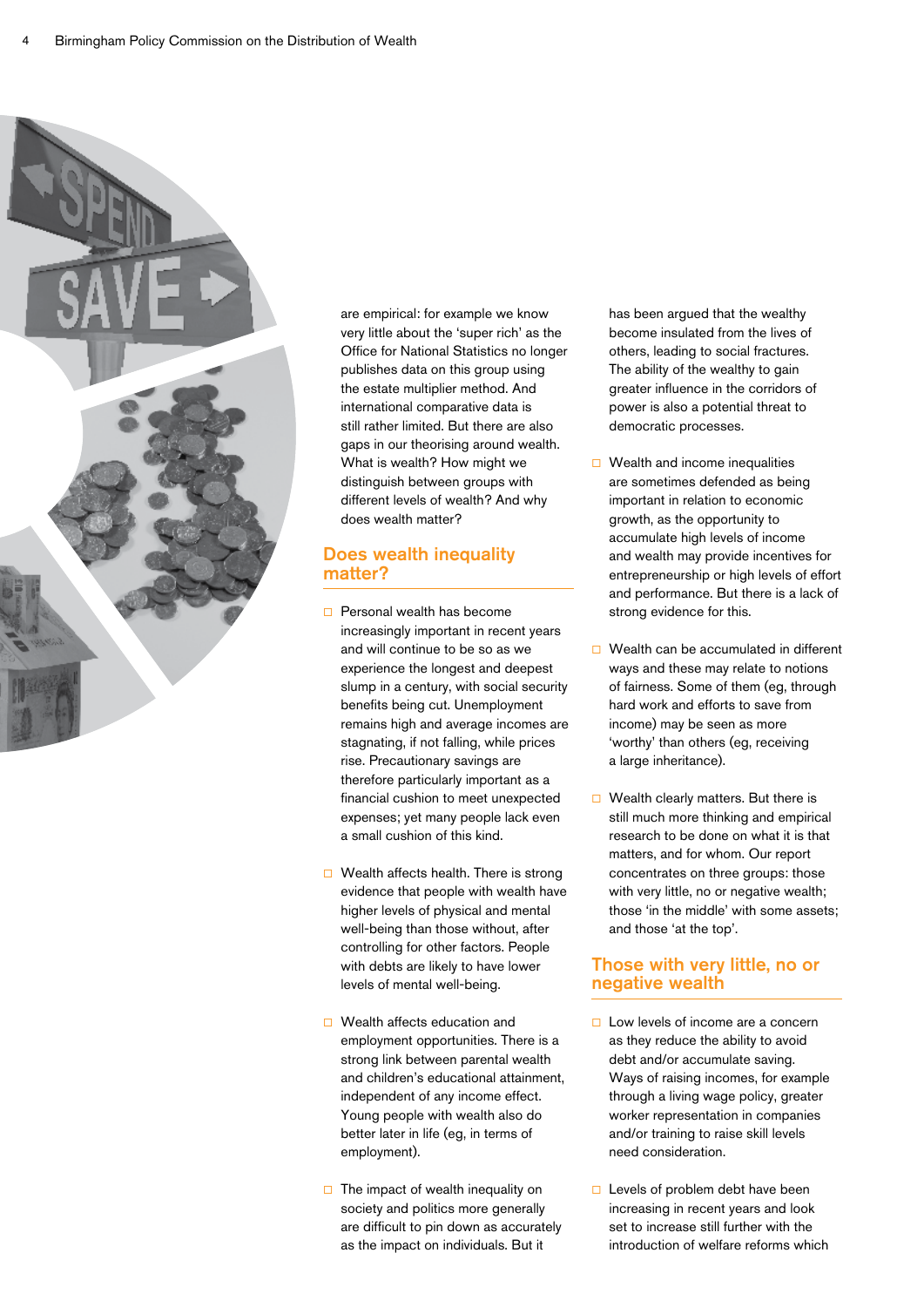are empirical: for example we know very little about the 'super rich' as the Office for National Statistics no longer publishes data on this group using the estate multiplier method. And international comparative data is still rather limited. But there are also gaps in our theorising around wealth. What is wealth? How might we distinguish between groups with different levels of wealth? And why does wealth matter?

## Does wealth inequality matter?

- Personal wealth has become increasingly important in recent years and will continue to be so as we experience the longest and deepest slump in a century, with social security benefits being cut. Unemployment remains high and average incomes are stagnating, if not falling, while prices rise. Precautionary savings are therefore particularly important as a financial cushion to meet unexpected expenses; yet many people lack even a small cushion of this kind.

- Wealth affects health. There is strong evidence that people with wealth have higher levels of physical and mental well-being than those without, after controlling for other factors. People with debts are likely to have lower levels of mental well-being.

- Wealth affects education and employment opportunities. There is a strong link between parental wealth and children's educational attainment, independent of any income effect. Young people with wealth also do better later in life (eg, in terms of employment).

- The impact of wealth inequality on society and politics more generally are difficult to pin down as accurately as the impact on individuals. But it has been argued that the wealthy become insulated from the lives of others, leading to social fractures. The ability of the wealthy to gain greater influence in the corridors of power is also a potential threat to democratic processes.

- Wealth and income inequalities are sometimes defended as being important in relation to economic growth, as the opportunity to accumulate high levels of income and wealth may provide incentives for entrepreneurship or high levels of effort and performance. But there is a lack of strong evidence for this.

- Wealth can be accumulated in different ways and these may relate to notions of fairness. Some of them (eg, through hard work and efforts to save from income) may be seen as more 'worthy' than others (eg, receiving a large inheritance).

- Wealth clearly matters. But there is still much more thinking and empirical research to be done on what it is that matters, and for whom. Our report concentrates on three groups: those with very little, no or negative wealth; those 'in the middle' with some assets; and those 'at the top'.

## Those with very little, no or negative wealth

- Low levels of income are a concern as they reduce the ability to avoid debt and/or accumulate saving. Ways of raising incomes, for example through a living wage policy, greater worker representation in companies and/or training to raise skill levels need consideration.

- Levels of problem debt have been increasing in recent years and look set to increase still further with the introduction of welfare reforms which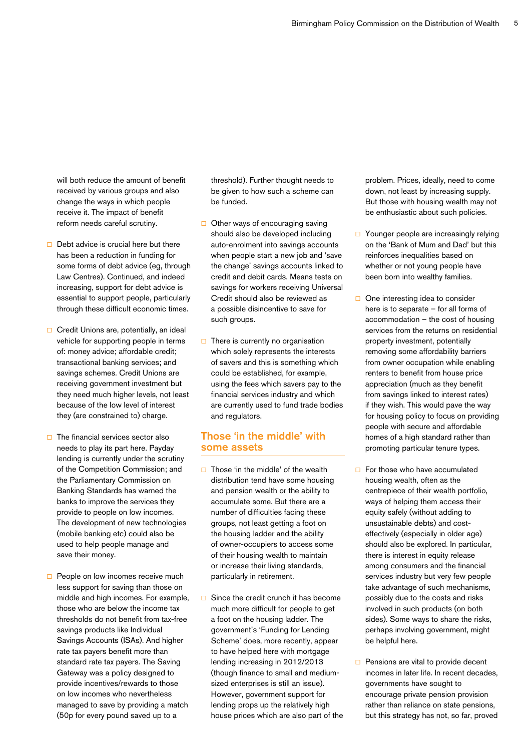will both reduce the amount of benefit received by various groups and also change the ways in which people receive it. The impact of benefit reform needs careful scrutiny.

- Debt advice is crucial here but there has been a reduction in funding for some forms of debt advice (eg, through Law Centres). Continued, and indeed increasing, support for debt advice is essential to support people, particularly through these difficult economic times.

- Credit Unions are, potentially, an ideal vehicle for supporting people in terms of: money advice; affordable credit; transactional banking services; and savings schemes. Credit Unions are receiving government investment but they need much higher levels, not least because of the low level of interest they (are constrained to) charge.

- The financial services sector also needs to play its part here. Payday lending is currently under the scrutiny of the Competition Commission; and the Parliamentary Commission on Banking Standards has warned the banks to improve the services they provide to people on low incomes. The development of new technologies (mobile banking etc) could also be used to help people manage and save their money.

- People on low incomes receive much less support for saving than those on middle and high incomes. For example, those who are below the income tax thresholds do not benefit from tax-free savings products like Individual Savings Accounts (ISAs). And higher rate tax payers benefit more than standard rate tax payers. The Saving Gateway was a policy designed to provide incentives/rewards to those on low incomes who nevertheless managed to save by providing a match (50p for every pound saved up to a threshold). Further thought needs to be given to how such a scheme can be funded.

- Other ways of encouraging saving should also be developed including auto-enrolment into savings accounts when people start a new job and 'save the change' savings accounts linked to credit and debit cards. Means tests on savings for workers receiving Universal Credit should also be reviewed as a possible disincentive to save for such groups.

- There is currently no organisation which solely represents the interests of savers and this is something which could be established, for example, using the fees which savers pay to the financial services industry and which are currently used to fund trade bodies and regulators.

## Those 'in the middle' with some assets

- Those 'in the middle' of the wealth distribution tend have some housing and pension wealth or the ability to accumulate some. But there are a number of difficulties facing these groups, not least getting a foot on the housing ladder and the ability of owner-occupiers to access some of their housing wealth to maintain or increase their living standards, particularly in retirement.

- Since the credit crunch it has become much more difficult for people to get a foot on the housing ladder. The government's 'Funding for Lending Scheme' does, more recently, appear to have helped here with mortgage lending increasing in 2012/2013 (though finance to small and medium-sized enterprises is still an issue). However, government support for lending props up the relatively high house prices which are also part of the problem. Prices, ideally, need to come down, not least by increasing supply. But those with housing wealth may not be enthusiastic about such policies.

- Younger people are increasingly relying on the 'Bank of Mum and Dad' but this reinforces inequalities based on whether or not young people have been born into wealthy families.

- One interesting idea to consider here is to separate – for all forms of accommodation – the cost of housing services from the returns on residential property investment, potentially removing some affordability barriers from owner occupation while enabling renters to benefit from house price appreciation (much as they benefit from savings linked to interest rates) if they wish. This would pave the way for housing policy to focus on providing people with secure and affordable homes of a high standard rather than promoting particular tenure types.

- For those who have accumulated housing wealth, often as the centrepiece of their wealth portfolio, ways of helping them access their equity safely (without adding to unsustainable debts) and cost-effectively (especially in older age) should also be explored. In particular, there is interest in equity release among consumers and the financial services industry but very few people take advantage of such mechanisms, possibly due to the costs and risks involved in such products (on both sides). Some ways to share the risks, perhaps involving government, might be helpful here.

- Pensions are vital to provide decent incomes in later life. In recent decades, governments have sought to encourage private pension provision rather than reliance on state pensions, but this strategy has not, so far, proved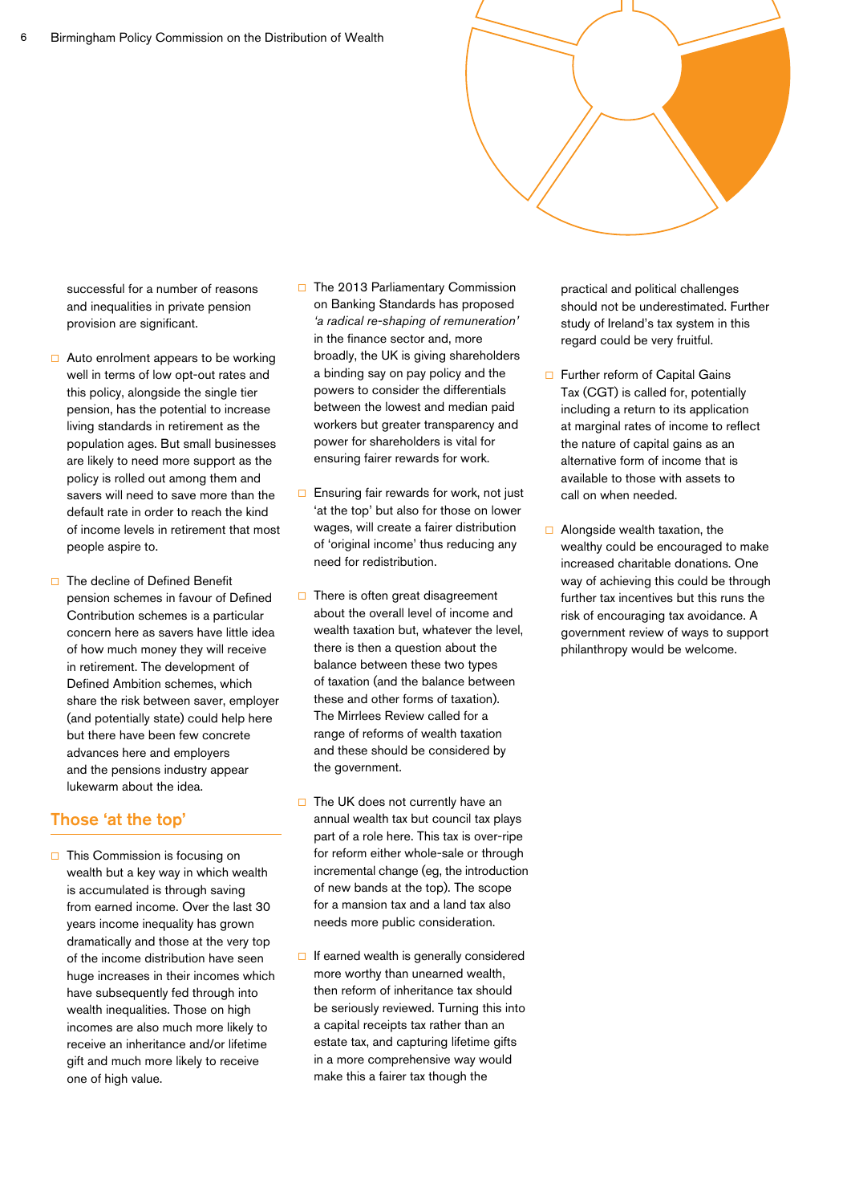successful for a number of reasons and inequalities in private pension provision are significant.

- Auto enrolment appears to be working well in terms of low opt-out rates and this policy, alongside the single tier pension, has the potential to increase living standards in retirement as the population ages. But small businesses are likely to need more support as the policy is rolled out among them and savers will need to save more than the default rate in order to reach the kind of income levels in retirement that most people aspire to.

- The decline of Defined Benefit pension schemes in favour of Defined Contribution schemes is a particular concern here as savers have little idea of how much money they will receive in retirement. The development of Defined Ambition schemes, which share the risk between saver, employer (and potentially state) could help here but there have been few concrete advances here and employers and the pensions industry appear lukewarm about the idea.

## Those 'at the top'

- This Commission is focusing on wealth but a key way in which wealth is accumulated is through saving from earned income. Over the last 30 years income inequality has grown dramatically and those at the very top of the income distribution have seen huge increases in their incomes which have subsequently fed through into wealth inequalities. Those on high incomes are also much more likely to receive an inheritance and/or lifetime gift and much more likely to receive one of high value.

- The 2013 Parliamentary Commission on Banking Standards has proposed *'a radical re-shaping of remuneration'* in the finance sector and, more broadly, the UK is giving shareholders a binding say on pay policy and the powers to consider the differentials between the lowest and median paid workers but greater transparency and power for shareholders is vital for ensuring fairer rewards for work.

- Ensuring fair rewards for work, not just 'at the top' but also for those on lower wages, will create a fairer distribution of 'original income' thus reducing any need for redistribution.

- There is often great disagreement about the overall level of income and wealth taxation but, whatever the level, there is then a question about the balance between these two types of taxation (and the balance between these and other forms of taxation). The Mirrlees Review called for a range of reforms of wealth taxation and these should be considered by the government.

- The UK does not currently have an annual wealth tax but council tax plays part of a role here. This tax is over-ripe for reform either whole-sale or through incremental change (eg, the introduction of new bands at the top). The scope for a mansion tax and a land tax also needs more public consideration.

- If earned wealth is generally considered more worthy than unearned wealth, then reform of inheritance tax should be seriously reviewed. Turning this into a capital receipts tax rather than an estate tax, and capturing lifetime gifts in a more comprehensive way would make this a fairer tax though the practical and political challenges should not be underestimated. Further study of Ireland's tax system in this regard could be very fruitful.

- Further reform of Capital Gains Tax (CGT) is called for, potentially including a return to its application at marginal rates of income to reflect the nature of capital gains as an alternative form of income that is available to those with assets to call on when needed.

- Alongside wealth taxation, the wealthy could be encouraged to make increased charitable donations. One way of achieving this could be through further tax incentives but this runs the risk of encouraging tax avoidance. A government review of ways to support philanthropy would be welcome.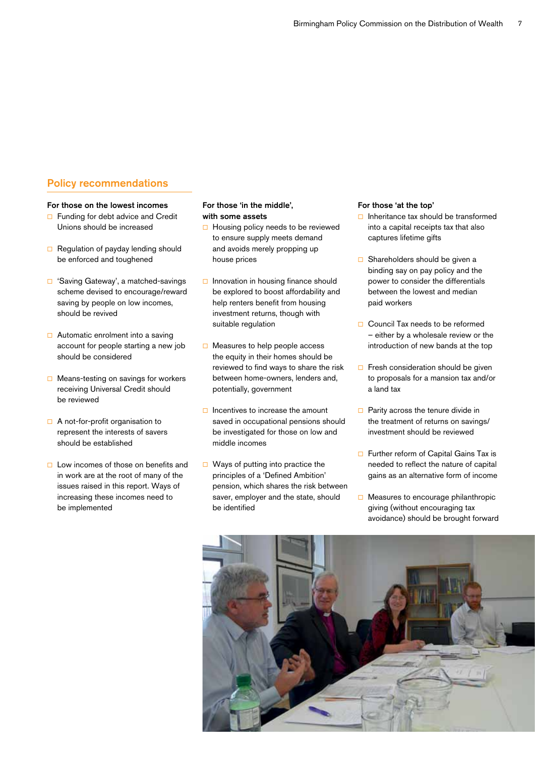## Policy recommendations

**For those on the lowest incomes**

- Funding for debt advice and Credit Unions should be increased
- Regulation of payday lending should be enforced and toughened
- 'Saving Gateway', a matched-savings scheme devised to encourage/reward saving by people on low incomes, should be revived
- Automatic enrolment into a saving account for people starting a new job should be considered
- Means-testing on savings for workers receiving Universal Credit should be reviewed
- A not-for-profit organisation to represent the interests of savers should be established
- Low incomes of those on benefits and in work are at the root of many of the issues raised in this report. Ways of increasing these incomes need to be implemented

**For those 'in the middle', with some assets**

- Housing policy needs to be reviewed to ensure supply meets demand and avoids merely propping up house prices
- Innovation in housing finance should be explored to boost affordability and help renters benefit from housing investment returns, though with suitable regulation
- Measures to help people access the equity in their homes should be reviewed to find ways to share the risk between home-owners, lenders and, potentially, government
- Incentives to increase the amount saved in occupational pensions should be investigated for those on low and middle incomes
- Ways of putting into practice the principles of a 'Defined Ambition' pension, which shares the risk between saver, employer and the state, should be identified

**For those 'at the top'**

- Inheritance tax should be transformed into a capital receipts tax that also captures lifetime gifts
- Shareholders should be given a binding say on pay policy and the power to consider the differentials between the lowest and median paid workers
- Council Tax needs to be reformed – either by a wholesale review or the introduction of new bands at the top
- Fresh consideration should be given to proposals for a mansion tax and/or a land tax
- Parity across the tenure divide in the treatment of returns on savings/ investment should be reviewed
- Further reform of Capital Gains Tax is needed to reflect the nature of capital gains as an alternative form of income
- Measures to encourage philanthropic giving (without encouraging tax avoidance) should be brought forward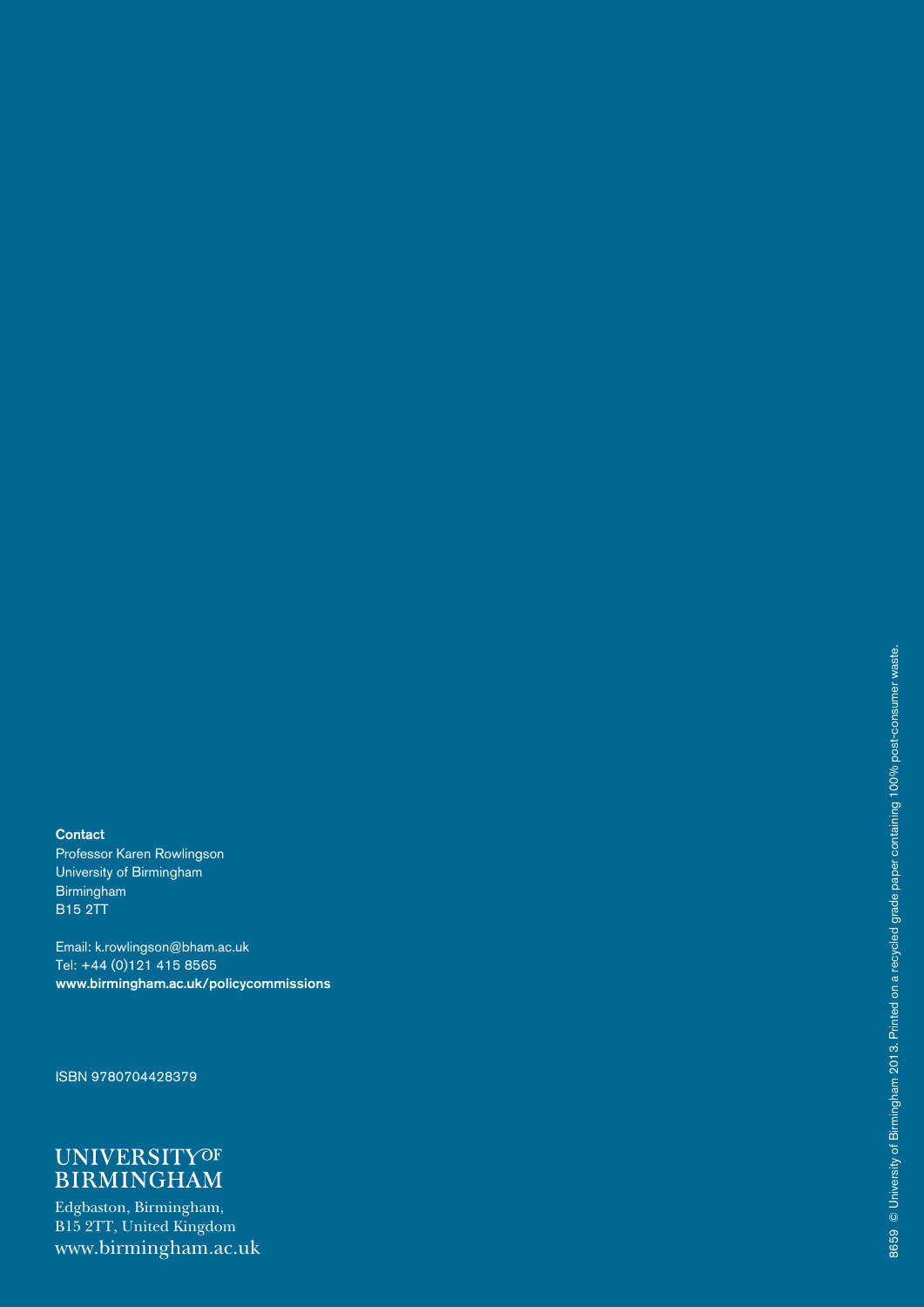**Contact**
Professor Karen Rowlingson
University of Birmingham
Birmingham
B15 2TT

Email: k.rowlingson@bham.ac.uk
Tel: +44 (0)121 415 8565
**www.birmingham.ac.uk/policycommissions**

ISBN 9780704428379

UNIVERSITY OF
BIRMINGHAM

Edgbaston, Birmingham,
B15 2TT, United Kingdom
www.birmingham.ac.uk

8659 © University of Birmingham 2013. Printed on a recycled grade paper containing 100% post-consumer waste.